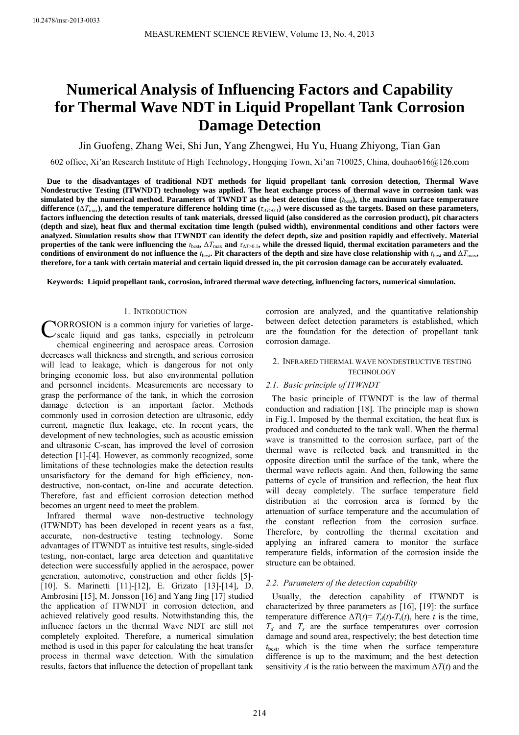10.2478/msr-2013-0033

# Numerical Analysis of Influencing Factors and Capability for Thermal Wave NDT in Liquid Propellant Tank Corrosion Damage Detection

Jin Guofeng, Zhang Wei, Shi Jun, Yang Zhengwei, Hu Yu, Huang Zhiyong, Tian Gan

602 office, Xi'an Research Institute of High Technology, Hongqing Town, Xi'an 710025, China, douhao616@126.com

**Due to the disadvantages of traditional NDT methods for liquid propellant tank corrosion detection, Thermal Wave Nondestructive Testing (ITWNDT) technology was applied. The heat exchange process of thermal wave in corrosion tank was simulated by the numerical method. Parameters of TWNDT as the best detection time ($t_{best}$), the maximum surface temperature difference ($\Delta T_{max}$), and the temperature difference holding time ($\tau_{\Delta T>0.1}$) were discussed as the targets. Based on these parameters, factors influencing the detection results of tank materials, dressed liquid (also considered as the corrosion product), pit characters (depth and size), heat flux and thermal excitation time length (pulsed width), environmental conditions and other factors were analyzed. Simulation results show that ITWNDT can identify the defect depth, size and position rapidly and effectively. Material properties of the tank were influencing the $t_{best}$, $\Delta T_{max}$ and $\tau_{\Delta T>0.1}$, while the dressed liquid, thermal excitation parameters and the conditions of environment do not influence the $t_{best}$. Pit characters of the depth and size have close relationship with $t_{best}$ and $\Delta T_{max}$, therefore, for a tank with certain material and certain liquid dressed in, the pit corrosion damage can be accurately evaluated.**

**Keywords: Liquid propellant tank, corrosion, infrared thermal wave detecting, influencing factors, numerical simulation.**

## 1. Introduction

Corrosion is a common injury for varieties of large-scale liquid and gas tanks, especially in petroleum chemical engineering and aerospace areas. Corrosion decreases wall thickness and strength, and serious corrosion will lead to leakage, which is dangerous for not only bringing economic loss, but also environmental pollution and personnel incidents. Measurements are necessary to grasp the performance of the tank, in which the corrosion damage detection is an important factor. Methods commonly used in corrosion detection are ultrasonic, eddy current, magnetic flux leakage, etc. In recent years, the development of new technologies, such as acoustic emission and ultrasonic C-scan, has improved the level of corrosion detection [1]-[4]. However, as commonly recognized, some limitations of these technologies make the detection results unsatisfactory for the demand for high efficiency, non-destructive, non-contact, on-line and accurate detection. Therefore, fast and efficient corrosion detection method becomes an urgent need to meet the problem.

Infrared thermal wave non-destructive technology (ITWNDT) has been developed in recent years as a fast, accurate, non-destructive testing technology. Some advantages of ITWNDT as intuitive test results, single-sided testing, non-contact, large area detection and quantitative detection were successfully applied in the aerospace, power generation, automotive, construction and other fields [5]-[10]. S. Marinetti [11]-[12], E. Grizato [13]-[14], D. Ambrosini [15], M. Jonsson [16] and Yang Jing [17] studied the application of ITWNDT in corrosion detection, and achieved relatively good results. Notwithstanding this, the influence factors in the thermal Wave NDT are still not completely exploited. Therefore, a numerical simulation method is used in this paper for calculating the heat transfer process in thermal wave detection. With the simulation results, factors that influence the detection of propellant tank corrosion are analyzed, and the quantitative relationship between defect detection parameters is established, which are the foundation for the detection of propellant tank corrosion damage.

## 2. Infrared thermal wave nondestructive testing technology

### 2.1. Basic principle of ITWNDT

The basic principle of ITWNDT is the law of thermal conduction and radiation [18]. The principle map is shown in Fig.1. Imposed by the thermal excitation, the heat flux is produced and conducted to the tank wall. When the thermal wave is transmitted to the corrosion surface, part of the thermal wave is reflected back and transmitted in the opposite direction until the surface of the tank, where the thermal wave reflects again. And then, following the same patterns of cycle of transition and reflection, the heat flux will decay completely. The surface temperature field distribution at the corrosion area is formed by the attenuation of surface temperature and the accumulation of the constant reflection from the corrosion surface. Therefore, by controlling the thermal excitation and applying an infrared camera to monitor the surface temperature fields, information of the corrosion inside the structure can be obtained.

### 2.2. Parameters of the detection capability

Usually, the detection capability of ITWNDT is characterized by three parameters as [16], [19]: the surface temperature difference $\Delta T(t) = T_d(t) - T_s(t)$, here $t$ is the time, $T_d$ and $T_s$ are the surface temperatures over corrosion damage and sound area, respectively; the best detection time $t_{best}$, which is the time when the surface temperature difference is up to the maximum; and the best detection sensitivity $A$ is the ratio between the maximum $\Delta T(t)$ and the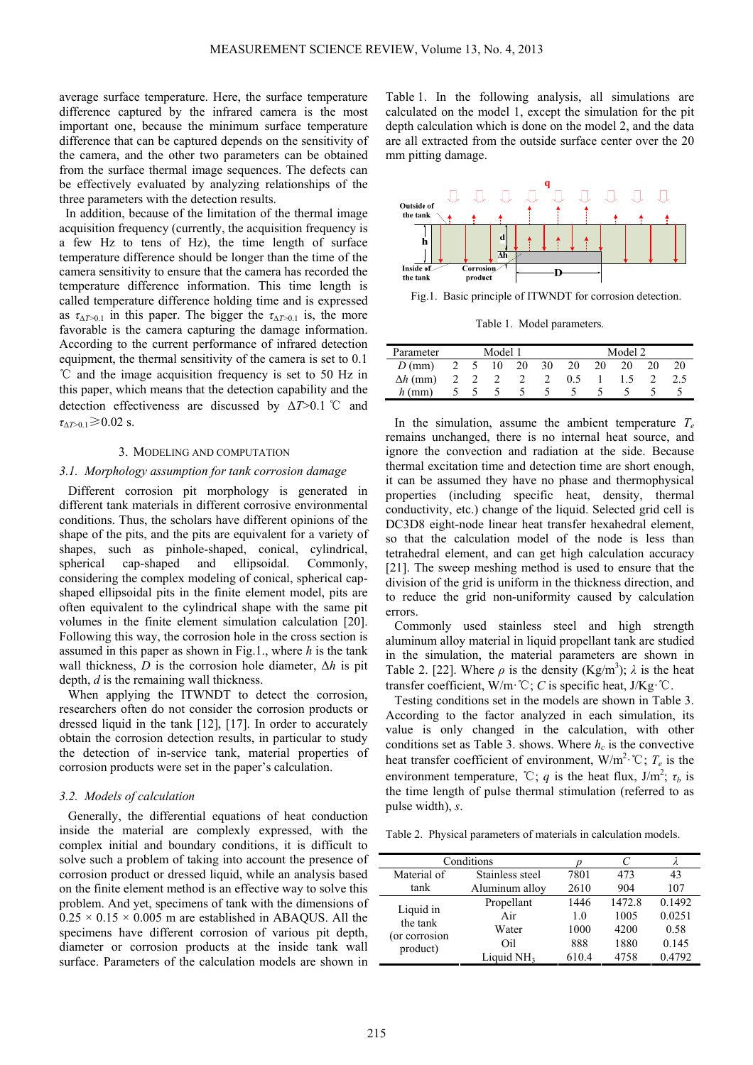average surface temperature. Here, the surface temperature difference captured by the infrared camera is the most important one, because the minimum surface temperature difference that can be captured depends on the sensitivity of the camera, and the other two parameters can be obtained from the surface thermal image sequences. The defects can be effectively evaluated by analyzing relationships of the three parameters with the detection results.

In addition, because of the limitation of the thermal image acquisition frequency (currently, the acquisition frequency is a few Hz to tens of Hz), the time length of surface temperature difference should be longer than the time of the camera sensitivity to ensure that the camera has recorded the temperature difference information. This time length is called temperature difference holding time and is expressed as $\tau_{\Delta T>0.1}$ in this paper. The bigger the $\tau_{\Delta T>0.1}$ is, the more favorable is the camera capturing the damage information. According to the current performance of infrared detection equipment, the thermal sensitivity of the camera is set to 0.1 ℃ and the image acquisition frequency is set to 50 Hz in this paper, which means that the detection capability and the detection effectiveness are discussed by $\Delta T$>0.1 ℃ and $\tau_{\Delta T>0.1} \geqslant 0.02$ s.

## 3. Modeling and Computation

### 3.1. Morphology assumption for tank corrosion damage

Different corrosion pit morphology is generated in different tank materials in different corrosive environmental conditions. Thus, the scholars have different opinions of the shape of the pits, and the pits are equivalent for a variety of shapes, such as pinhole-shaped, conical, cylindrical, spherical cap-shaped and ellipsoidal. Commonly, considering the complex modeling of conical, spherical cap-shaped ellipsoidal pits in the finite element model, pits are often equivalent to the cylindrical shape with the same pit volumes in the finite element simulation calculation [20]. Following this way, the corrosion hole in the cross section is assumed in this paper as shown in Fig.1., where $h$ is the tank wall thickness, $D$ is the corrosion hole diameter, $\Delta h$ is pit depth, $d$ is the remaining wall thickness.

When applying the ITWNDT to detect the corrosion, researchers often do not consider the corrosion products or dressed liquid in the tank [12], [17]. In order to accurately obtain the corrosion detection results, in particular to study the detection of in-service tank, material properties of corrosion products were set in the paper's calculation.

### 3.2. Models of calculation

Generally, the differential equations of heat conduction inside the material are complexly expressed, with the complex initial and boundary conditions, it is difficult to solve such a problem of taking into account the presence of corrosion product or dressed liquid, while an analysis based on the finite element method is an effective way to solve this problem. And yet, specimens of tank with the dimensions of 0.25 × 0.15 × 0.005 m are established in ABAQUS. All the specimens have different corrosion of various pit depth, diameter or corrosion products at the inside tank wall surface. Parameters of the calculation models are shown in Table 1. In the following analysis, all simulations are calculated on the model 1, except the simulation for the pit depth calculation which is done on the model 2, and the data are all extracted from the outside surface center over the 20 mm pitting damage.

Fig.1. Basic principle of ITWNDT for corrosion detection.

Table 1. Model parameters.

| Parameter | Model 1 | | | | | Model 2 | | | | |
|---|---|---|---|---|---|---|---|---|---|---|
| $D$ (mm) | 2 | 5 | 10 | 20 | 30 | 20 | 20 | 20 | 20 | 20 |
| $\Delta h$ (mm) | 2 | 2 | 2 | 2 | 2 | 0.5 | 1 | 1.5 | 2 | 2.5 |
| $h$ (mm) | 5 | 5 | 5 | 5 | 5 | 5 | 5 | 5 | 5 | 5 |

In the simulation, assume the ambient temperature $T_e$ remains unchanged, there is no internal heat source, and ignore the convection and radiation at the side. Because thermal excitation time and detection time are short enough, it can be assumed they have no phase and thermophysical properties (including specific heat, density, thermal conductivity, etc.) change of the liquid. Selected grid cell is DC3D8 eight-node linear heat transfer hexahedral element, so that the calculation model of the node is less than tetrahedral element, and can get high calculation accuracy [21]. The sweep meshing method is used to ensure that the division of the grid is uniform in the thickness direction, and to reduce the grid non-uniformity caused by calculation errors.

Commonly used stainless steel and high strength aluminum alloy material in liquid propellant tank are studied in the simulation, the material parameters are shown in Table 2. [22]. Where $\rho$ is the density (Kg/m$^3$); $\lambda$ is the heat transfer coefficient, W/m·℃; $C$ is specific heat, J/Kg·℃.

Testing conditions set in the models are shown in Table 3. According to the factor analyzed in each simulation, its value is only changed in the calculation, with other conditions set as Table 3. shows. Where $h_c$ is the convective heat transfer coefficient of environment, W/m$^2$·℃; $T_e$ is the environment temperature, ℃; $q$ is the heat flux, J/m$^2$; $\tau_b$ is the time length of pulse thermal stimulation (referred to as pulse width), $s$.

Table 2. Physical parameters of materials in calculation models.

| Conditions | | $\rho$ | $C$ | $\lambda$ |
|---|---|---|---|---|
| Material of tank | Stainless steel | 7801 | 473 | 43 |
| | Aluminum alloy | 2610 | 904 | 107 |
| Liquid in the tank (or corrosion product) | Propellant | 1446 | 1472.8 | 0.1492 |
| | Air | 1.0 | 1005 | 0.0251 |
| | Water | 1000 | 4200 | 0.58 |
| | Oil | 888 | 1880 | 0.145 |
| | Liquid $NH_3$ | 610.4 | 4758 | 0.4792 |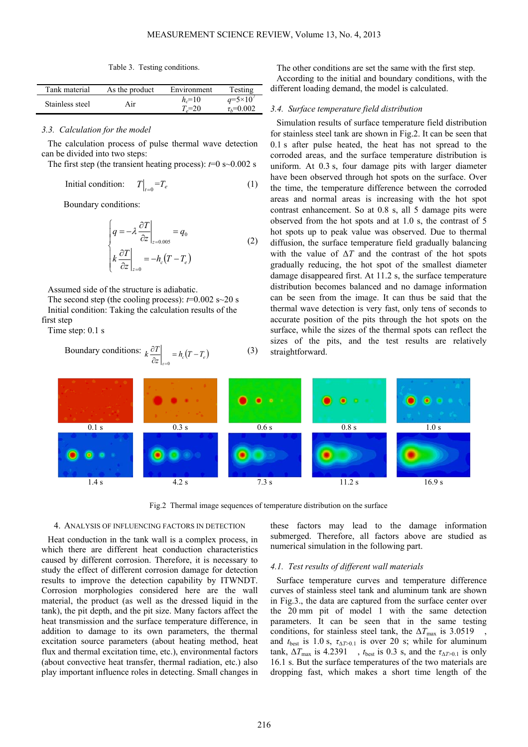Table 3. Testing conditions.

| Tank material | As the product | Environment | Testing |
|---|---|---|---|
| Stainless steel | Air | $h_c$=10<br>$T_e$=20 | $q$=5×10[7]<br>$\tau_h$=0.002 |

### 3.3. Calculation for the model

The calculation process of pulse thermal wave detection can be divided into two steps:

The first step (the transient heating process): $t$=0 s~0.002 s

Initial condition: $T\big|_{t=0} = T_e$ (1)

Boundary conditions:

$$\begin{cases} q = -\lambda \left.\dfrac{\partial T}{\partial z}\right|_{z=0.005} = q_0 \\ k \left.\dfrac{\partial T}{\partial z}\right|_{z=0} = -h_c\left(T - T_e\right) \end{cases} \quad (2)$$

Assumed side of the structure is adiabatic.

The second step (the cooling process): $t$=0.002 s~20 s

Initial condition: Taking the calculation results of the first step

Time step: 0.1 s

Boundary conditions: $k \left.\dfrac{\partial T}{\partial z}\right|_{z=0} = h_c\left(T - T_e\right)$ (3)

The other conditions are set the same with the first step.

According to the initial and boundary conditions, with the different loading demand, the model is calculated.

### 3.4. Surface temperature field distribution

Simulation results of surface temperature field distribution for stainless steel tank are shown in Fig.2. It can be seen that 0.1 s after pulse heated, the heat has not spread to the corroded areas, and the surface temperature distribution is uniform. At 0.3 s, four damage pits with larger diameter have been observed through hot spots on the surface. Over the time, the temperature difference between the corroded areas and normal areas is increasing with the hot spot contrast enhancement. So at 0.8 s, all 5 damage pits were observed from the hot spots and at 1.0 s, the contrast of 5 hot spots up to peak value was observed. Due to thermal diffusion, the surface temperature field gradually balancing with the value of $\Delta T$ and the contrast of the hot spots gradually reducing, the hot spot of the smallest diameter damage disappeared first. At 11.2 s, the surface temperature distribution becomes balanced and no damage information can be seen from the image. It can thus be said that the thermal wave detection is very fast, only tens of seconds to accurate position of the pits through the hot spots on the surface, while the sizes of the thermal spots can reflect the sizes of the pits, and the test results are relatively straightforward.

0.1 s 0.3 s 0.6 s 0.8 s 1.0 s

1.4 s 4.2 s 7.3 s 11.2 s 16.9 s

Fig.2 Thermal image sequences of temperature distribution on the surface

## 4. Analysis of influencing factors in detection

Heat conduction in the tank wall is a complex process, in which there are different heat conduction characteristics caused by different corrosion. Therefore, it is necessary to study the effect of different corrosion damage for detection results to improve the detection capability by ITWNDT. Corrosion morphologies considered here are the wall material, the product (as well as the dressed liquid in the tank), the pit depth, and the pit size. Many factors affect the heat transmission and the surface temperature difference, in addition to damage to its own parameters, the thermal excitation source parameters (about heating method, heat flux and thermal excitation time, etc.), environmental factors (about convective heat transfer, thermal radiation, etc.) also play important influence roles in detecting. Small changes in these factors may lead to the damage information submerged. Therefore, all factors above are studied as numerical simulation in the following part.

### 4.1. Test results of different wall materials

Surface temperature curves and temperature difference curves of stainless steel tank and aluminum tank are shown in Fig.3., the data are captured from the surface center over the 20 mm pit of model 1 with the same detection parameters. It can be seen that in the same testing conditions, for stainless steel tank, the $\Delta T_{\max}$ is 3.0519 , and $t_{\text{best}}$ is 1.0 s, $\tau_{\Delta T>0.1}$ is over 20 s; while for aluminum tank, $\Delta T_{\max}$ is 4.2391 , $t_{\text{best}}$ is 0.3 s, and the $\tau_{\Delta T>0.1}$ is only 16.1 s. But the surface temperatures of the two materials are dropping fast, which makes a short time length of the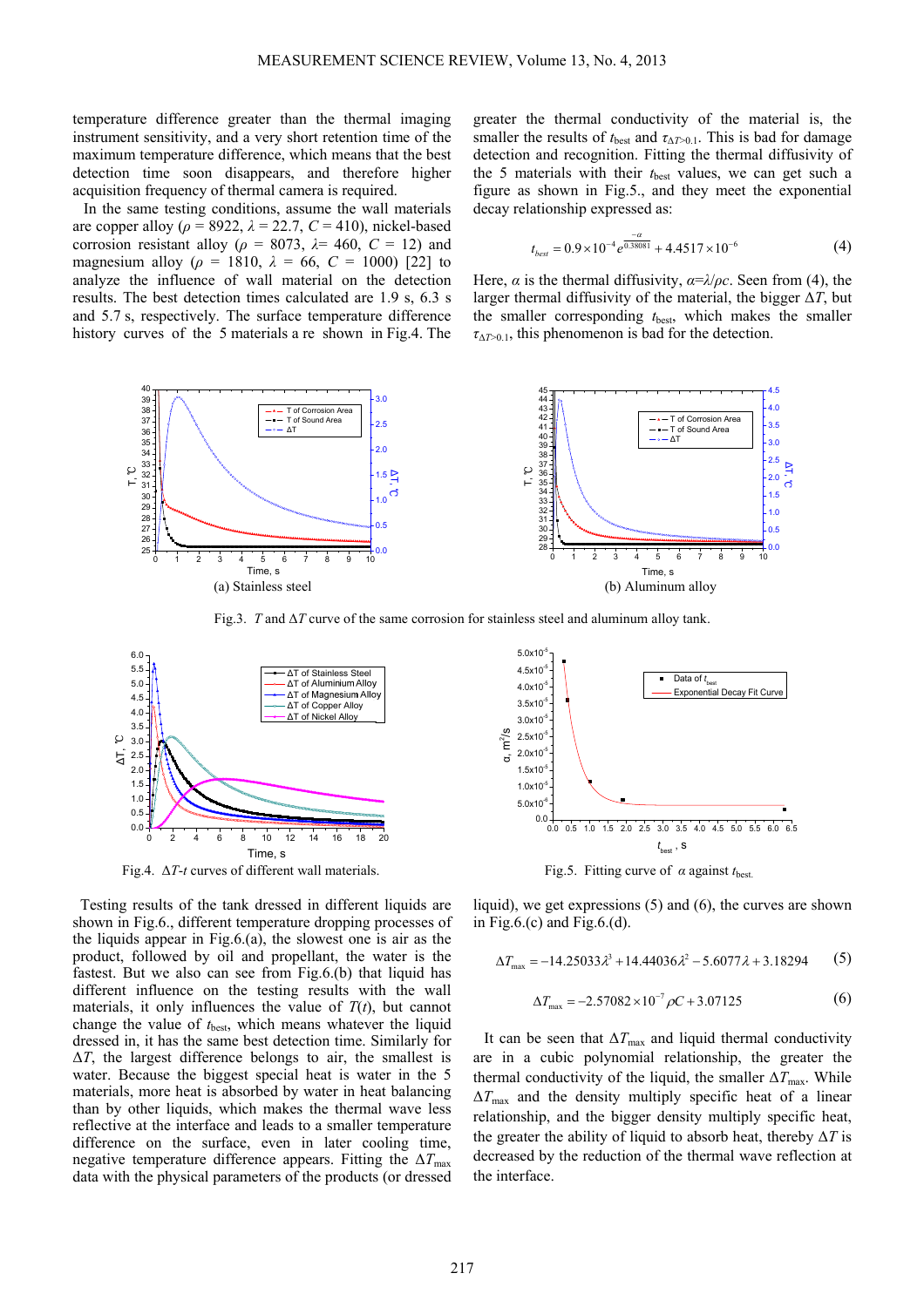temperature difference greater than the thermal imaging instrument sensitivity, and a very short retention time of the maximum temperature difference, which means that the best detection time soon disappears, and therefore higher acquisition frequency of thermal camera is required.

In the same testing conditions, assume the wall materials are copper alloy ($\rho$ = 8922, $\lambda$ = 22.7, $C$ = 410), nickel-based corrosion resistant alloy ($\rho$ = 8073, $\lambda$= 460, $C$ = 12) and magnesium alloy ($\rho$ = 1810, $\lambda$ = 66, $C$ = 1000) [22] to analyze the influence of wall material on the detection results. The best detection times calculated are 1.9 s, 6.3 s and 5.7 s, respectively. The surface temperature difference history curves of the 5 materials a re shown in Fig.4. The greater the thermal conductivity of the material is, the smaller the results of $t_{best}$ and $\tau_{\Delta T>0.1}$. This is bad for damage detection and recognition. Fitting the thermal diffusivity of the 5 materials with their $t_{best}$ values, we can get such a figure as shown in Fig.5., and they meet the exponential decay relationship expressed as:

$$t_{best} = 0.9\times10^{-4} e^{\frac{-\alpha}{0.38081}} + 4.4517\times10^{-6} \tag{4}$$

Here, $\alpha$ is the thermal diffusivity, $\alpha$=$\lambda$/$\rho c$. Seen from (4), the larger thermal diffusivity of the material, the bigger $\Delta T$, but the smaller corresponding $t_{best}$, which makes the smaller $\tau_{\Delta T>0.1}$, this phenomenon is bad for the detection.

(a) Stainless steel

(b) Aluminum alloy

Fig.3. $T$ and $\Delta T$ curve of the same corrosion for stainless steel and aluminum alloy tank.

Fig.4. $\Delta T$-$t$ curves of different wall materials.

Fig.5. Fitting curve of $\alpha$ against $t_{best}$.

Testing results of the tank dressed in different liquids are shown in Fig.6., different temperature dropping processes of the liquids appear in Fig.6.(a), the slowest one is air as the product, followed by oil and propellant, the water is the fastest. But we also can see from Fig.6.(b) that liquid has different influence on the testing results with the wall materials, it only influences the value of $T(t)$, but cannot change the value of $t_{best}$, which means whatever the liquid dressed in, it has the same best detection time. Similarly for $\Delta T$, the largest difference belongs to air, the smallest is water. Because the biggest special heat is water in the 5 materials, more heat is absorbed by water in heat balancing than by other liquids, which makes the thermal wave less reflective at the interface and leads to a smaller temperature difference on the surface, even in later cooling time, negative temperature difference appears. Fitting the $\Delta T_{max}$ data with the physical parameters of the products (or dressed liquid), we get expressions (5) and (6), the curves are shown in Fig.6.(c) and Fig.6.(d).

$$\Delta T_{max} = -14.25033\lambda^3 + 14.44036\lambda^2 - 5.6077\lambda + 3.18294 \tag{5}$$

$$\Delta T_{max} = -2.57082\times10^{-7}\rho C + 3.07125 \tag{6}$$

It can be seen that $\Delta T_{max}$ and liquid thermal conductivity are in a cubic polynomial relationship, the greater the thermal conductivity of the liquid, the smaller $\Delta T_{max}$. While $\Delta T_{max}$ and the density multiply specific heat of a linear relationship, and the bigger density multiply specific heat, the greater the ability of liquid to absorb heat, thereby $\Delta T$ is decreased by the reduction of the thermal wave reflection at the interface.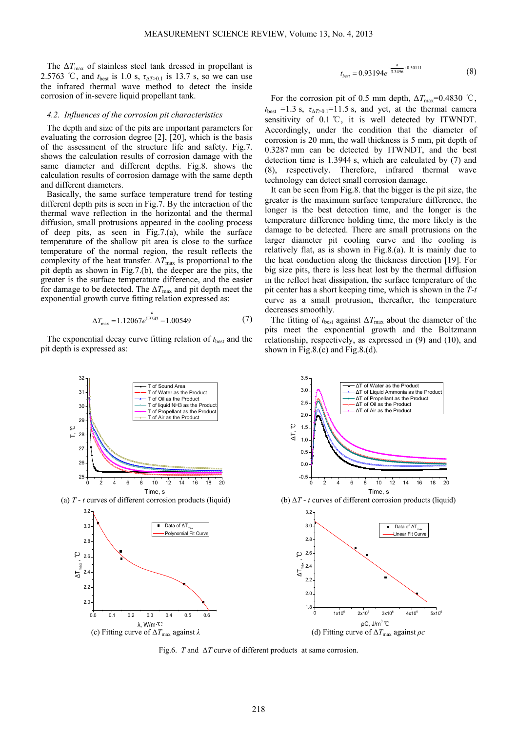The $\Delta T_{max}$ of stainless steel tank dressed in propellant is 2.5763 ℃, and $t_{best}$ is 1.0 s, $\tau_{\Delta T>0.1}$ is 13.7 s, so we can use the infrared thermal wave method to detect the inside corrosion of in-severe liquid propellant tank.

### *4.2. Influences of the corrosion pit characteristics*

The depth and size of the pits are important parameters for evaluating the corrosion degree [2], [20], which is the basis of the assessment of the structure life and safety. Fig.7. shows the calculation results of corrosion damage with the same diameter and different depths. Fig.8. shows the calculation results of corrosion damage with the same depth and different diameters.

Basically, the same surface temperature trend for testing different depth pits is seen in Fig.7. By the interaction of the thermal wave reflection in the horizontal and the thermal diffusion, small protrusions appeared in the cooling process of deep pits, as seen in Fig.7.(a), while the surface temperature of the shallow pit area is close to the surface temperature of the normal region, the result reflects the complexity of the heat transfer. $\Delta T_{max}$ is proportional to the pit depth as shown in Fig.7.(b), the deeper are the pits, the greater is the surface temperature difference, and the easier for damage to be detected. The $\Delta T_{max}$ and pit depth meet the exponential growth curve fitting relation expressed as:

$$\Delta T_{max} = 1.12067 e^{\frac{a}{1.5343}} - 1.00549 \tag{7}$$

The exponential decay curve fitting relation of $t_{best}$ and the pit depth is expressed as:

$$t_{best} = 0.93194 e^{-\frac{a}{3.3496}+0.50111} \tag{8}$$

For the corrosion pit of 0.5 mm depth, $\Delta T_{max}$=0.4830 ℃, $t_{best}$ =1.3 s, $\tau_{\Delta T>0.1}$=11.5 s, and yet, at the thermal camera sensitivity of 0.1 ℃, it is well detected by ITWNDT. Accordingly, under the condition that the diameter of corrosion is 20 mm, the wall thickness is 5 mm, pit depth of 0.3287 mm can be detected by ITWNDT, and the best detection time is 1.3944 s, which are calculated by (7) and (8), respectively. Therefore, infrared thermal wave technology can detect small corrosion damage.

It can be seen from Fig.8. that the bigger is the pit size, the greater is the maximum surface temperature difference, the longer is the best detection time, and the longer is the temperature difference holding time, the more likely is the damage to be detected. There are small protrusions on the larger diameter pit cooling curve and the cooling is relatively flat, as is shown in Fig.8.(a). It is mainly due to the heat conduction along the thickness direction [19]. For big size pits, there is less heat lost by the thermal diffusion in the reflect heat dissipation, the surface temperature of the pit center has a short keeping time, which is shown in the *T*-*t* curve as a small protrusion, thereafter, the temperature decreases smoothly.

The fitting of $t_{best}$ against $\Delta T_{max}$ about the diameter of the pits meet the exponential growth and the Boltzmann relationship, respectively, as expressed in (9) and (10), and shown in Fig.8.(c) and Fig.8.(d).

(a) *T* - *t* curves of different corrosion products (liquid)

(b) $\Delta T$ - *t* curves of different corrosion products (liquid)

(c) Fitting curve of $\Delta T_{max}$ against $\lambda$

(d) Fitting curve of $\Delta T_{max}$ against $\rho c$

Fig.6. *T* and $\Delta T$ curve of different products at same corrosion.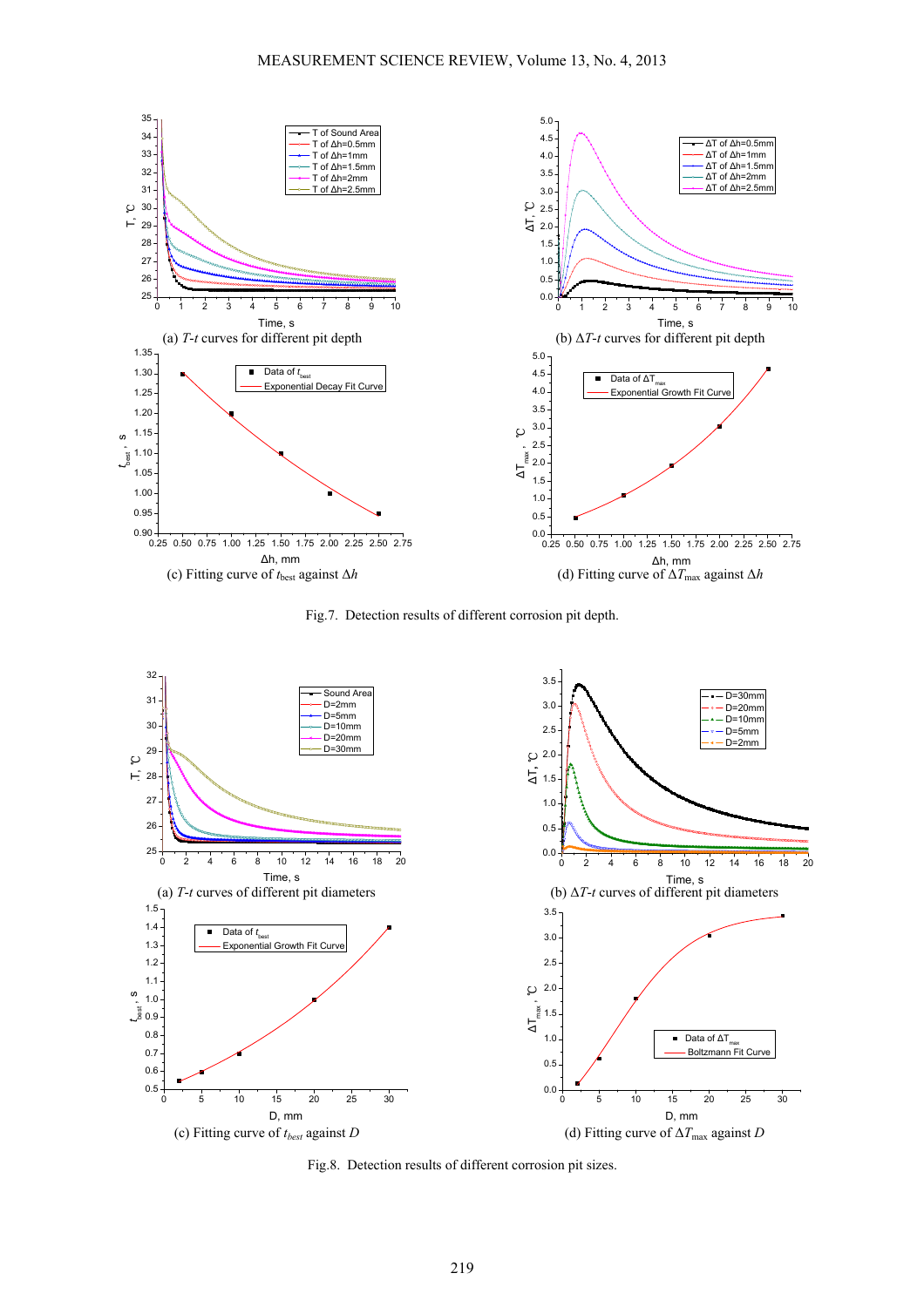(a) $T$-$t$ curves for different pit depth

(b) $\Delta T$-$t$ curves for different pit depth

(c) Fitting curve of $t_{\text{best}}$ against $\Delta h$

(d) Fitting curve of $\Delta T_{\max}$ against $\Delta h$

Fig.7. Detection results of different corrosion pit depth.

(a) $T$-$t$ curves of different pit diameters

(b) $\Delta T$-$t$ curves of different pit diameters

(c) Fitting curve of $t_{best}$ against $D$

(d) Fitting curve of $\Delta T_{\max}$ against $D$

Fig.8. Detection results of different corrosion pit sizes.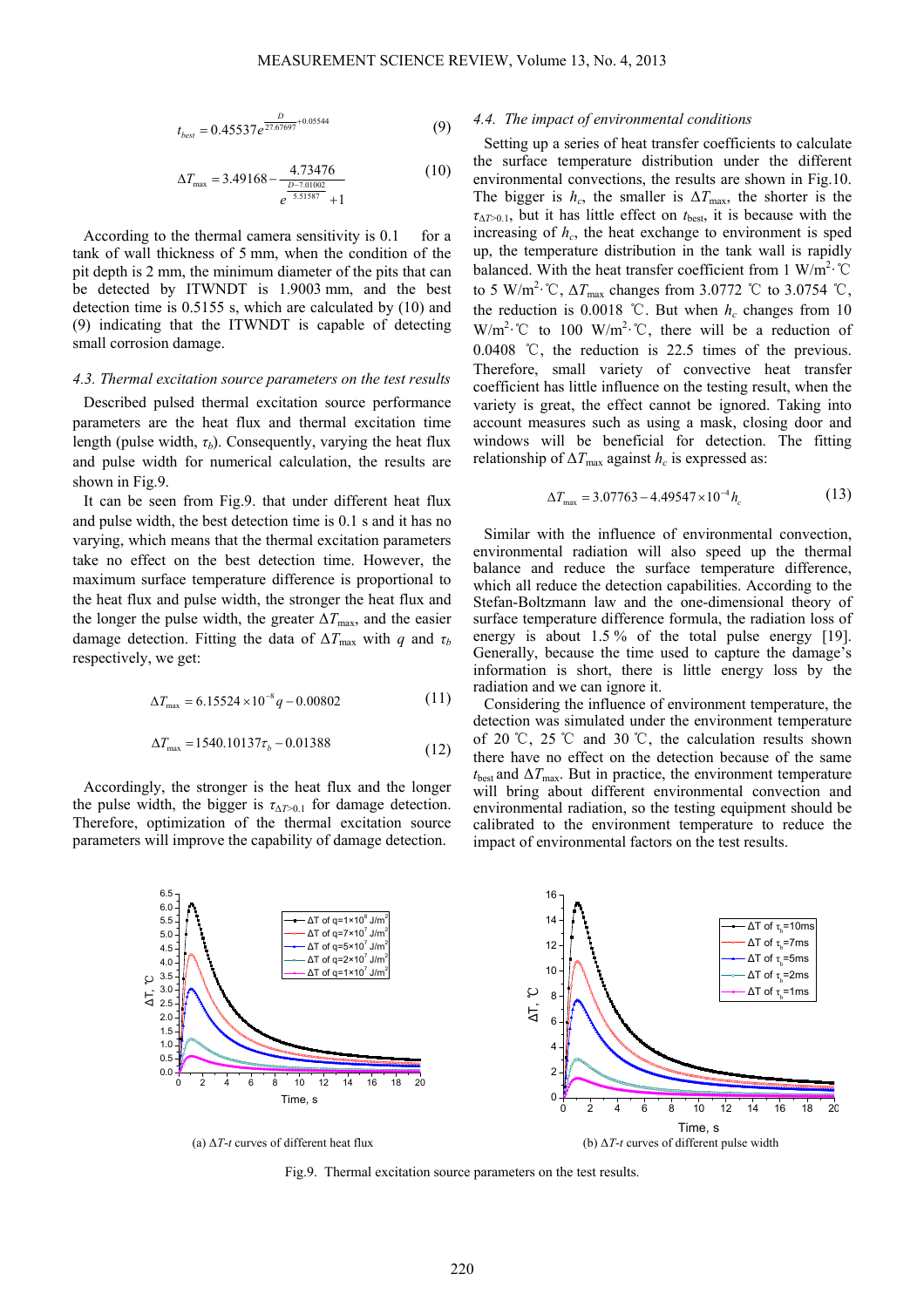$$t_{best} = 0.45537e^{\frac{D}{27.67697}+0.05544} \tag{9}$$

$$\Delta T_{\max} = 3.49168 - \frac{4.73476}{e^{\frac{D-7.01002}{5.51587}}+1} \tag{10}$$

According to the thermal camera sensitivity is 0.1 for a tank of wall thickness of 5 mm, when the condition of the pit depth is 2 mm, the minimum diameter of the pits that can be detected by ITWNDT is 1.9003 mm, and the best detection time is 0.5155 s, which are calculated by (10) and (9) indicating that the ITWNDT is capable of detecting small corrosion damage.

### 4.3. Thermal excitation source parameters on the test results

Described pulsed thermal excitation source performance parameters are the heat flux and thermal excitation time length (pulse width, $\tau_b$). Consequently, varying the heat flux and pulse width for numerical calculation, the results are shown in Fig.9.

It can be seen from Fig.9. that under different heat flux and pulse width, the best detection time is 0.1 s and it has no varying, which means that the thermal excitation parameters take no effect on the best detection time. However, the maximum surface temperature difference is proportional to the heat flux and pulse width, the stronger the heat flux and the longer the pulse width, the greater $\Delta T_{\max}$, and the easier damage detection. Fitting the data of $\Delta T_{\max}$ with $q$ and $\tau_b$ respectively, we get:

$$\Delta T_{\max} = 6.15524 \times 10^{-8} q - 0.00802 \tag{11}$$

$$\Delta T_{\max} = 1540.10137 \tau_b - 0.01388 \tag{12}$$

Accordingly, the stronger is the heat flux and the longer the pulse width, the bigger is $\tau_{\Delta T>0.1}$ for damage detection. Therefore, optimization of the thermal excitation source parameters will improve the capability of damage detection.

### 4.4. The impact of environmental conditions

Setting up a series of heat transfer coefficients to calculate the surface temperature distribution under the different environmental convections, the results are shown in Fig.10. The bigger is $h_c$, the smaller is $\Delta T_{\max}$, the shorter is the $\tau_{\Delta T>0.1}$, but it has little effect on $t_{best}$, it is because with the increasing of $h_c$, the heat exchange to environment is sped up, the temperature distribution in the tank wall is rapidly balanced. With the heat transfer coefficient from 1 W/m$^2$·℃ to 5 W/m$^2$·℃, $\Delta T_{\max}$ changes from 3.0772 ℃ to 3.0754 ℃, the reduction is 0.0018 ℃. But when $h_c$ changes from 10 W/m$^2$·℃ to 100 W/m$^2$·℃, there will be a reduction of 0.0408 ℃, the reduction is 22.5 times of the previous. Therefore, small variety of convective heat transfer coefficient has little influence on the testing result, when the variety is great, the effect cannot be ignored. Taking into account measures such as using a mask, closing door and windows will be beneficial for detection. The fitting relationship of $\Delta T_{\max}$ against $h_c$ is expressed as:

$$\Delta T_{\max} = 3.07763 - 4.49547 \times 10^{-4} h_c \tag{13}$$

Similar with the influence of environmental convection, environmental radiation will also speed up the thermal balance and reduce the surface temperature difference, which all reduce the detection capabilities. According to the Stefan-Boltzmann law and the one-dimensional theory of surface temperature difference formula, the radiation loss of energy is about 1.5 % of the total pulse energy [19]. Generally, because the time used to capture the damage's information is short, there is little energy loss by the radiation and we can ignore it.

Considering the influence of environment temperature, the detection was simulated under the environment temperature of 20 ℃, 25 ℃ and 30 ℃, the calculation results shown there have no effect on the detection because of the same $t_{best}$ and $\Delta T_{\max}$. But in practice, the environment temperature will bring about different environmental convection and environmental radiation, so the testing equipment should be calibrated to the environment temperature to reduce the impact of environmental factors on the test results.

(a) $\Delta T$-$t$ curves of different heat flux

(b) $\Delta T$-$t$ curves of different pulse width

Fig.9. Thermal excitation source parameters on the test results.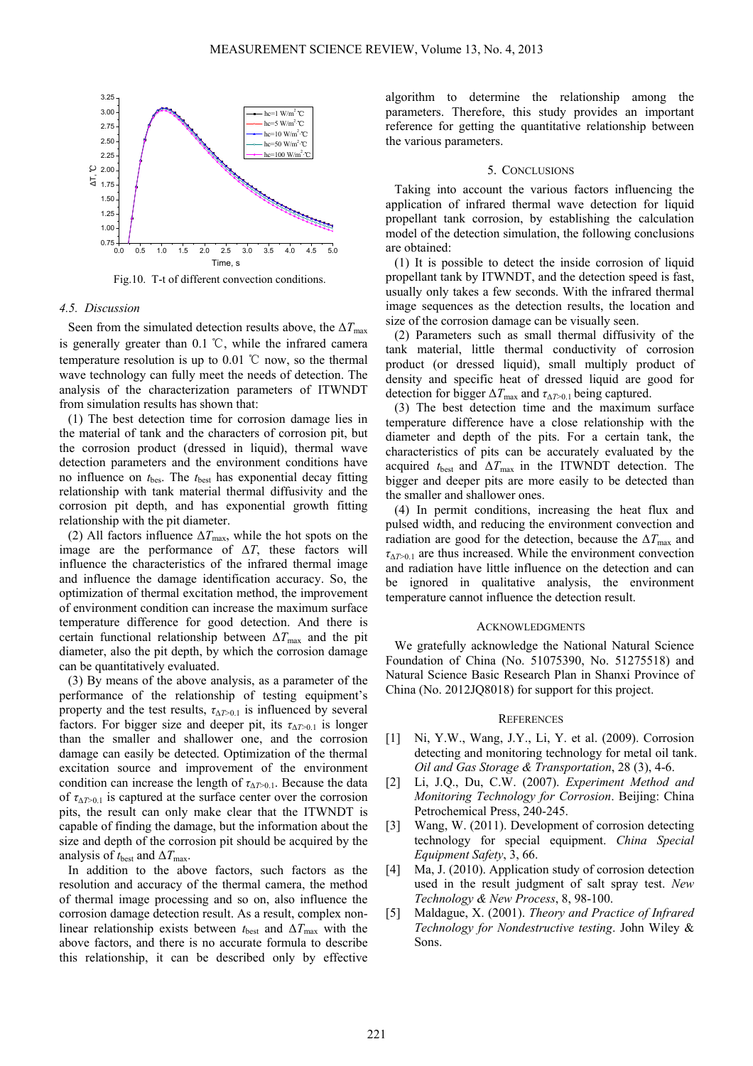Fig.10. T-t of different convection conditions.

### 4.5. Discussion

Seen from the simulated detection results above, the $\Delta T_{max}$ is greatly greater than 0.1 ℃, while the infrared camera temperature resolution is up to 0.01 ℃ now, so the thermal wave technology can fully meet the needs of detection. The analysis of the characterization parameters of ITWNDT from simulation results has shown that:

(1) The best detection time for corrosion damage lies in the material of tank and the characters of corrosion pit, but the corrosion product (dressed in liquid), thermal wave detection parameters and the environment conditions have no influence on $t_{bes}$. The $t_{best}$ has exponential decay fitting relationship with tank material thermal diffusivity and the corrosion pit depth, and has exponential growth fitting relationship with the pit diameter.

(2) All factors influence $\Delta T_{max}$, while the hot spots on the image are the performance of $\Delta T$, these factors will influence the characteristics of the infrared thermal image and influence the damage identification accuracy. So, the optimization of thermal excitation method, the improvement of environment condition can increase the maximum surface temperature difference for good detection. And there is certain functional relationship between $\Delta T_{max}$ and the pit diameter, also the pit depth, by which the corrosion damage can be quantitatively evaluated.

(3) By means of the above analysis, as a parameter of the performance of the relationship of testing equipment's property and the test results, $\tau_{\Delta T>0.1}$ is influenced by several factors. For bigger size and deeper pit, its $\tau_{\Delta T>0.1}$ is longer than the smaller and shallower one, and the corrosion damage can easily be detected. Optimization of the thermal excitation source and improvement of the environment condition can increase the length of $\tau_{\Delta T>0.1}$. Because the data of $\tau_{\Delta T>0.1}$ is captured at the surface center over the corrosion pits, the result can only make clear that the ITWNDT is capable of finding the damage, but the information about the size and depth of the corrosion pit should be acquired by the analysis of $t_{best}$ and $\Delta T_{max}$.

In addition to the above factors, such factors as the resolution and accuracy of the thermal camera, the method of thermal image processing and so on, also influence the corrosion damage detection result. As a result, complex non-linear relationship exists between $t_{best}$ and $\Delta T_{max}$ with the above factors, and there is no accurate formula to describe this relationship, it can be described only by effective algorithm to determine the relationship among the parameters. Therefore, this study provides an important reference for getting the quantitative relationship between the various parameters.

## 5. Conclusions

Taking into account the various factors influencing the application of infrared thermal wave detection for liquid propellant tank corrosion, by establishing the calculation model of the detection simulation, the following conclusions are obtained:

(1) It is possible to detect the inside corrosion of liquid propellant tank by ITWNDT, and the detection speed is fast, usually only takes a few seconds. With the infrared thermal image sequences as the detection results, the location and size of the corrosion damage can be visually seen.

(2) Parameters such as small thermal diffusivity of the tank material, little thermal conductivity of corrosion product (or dressed liquid), small multiply product of density and specific heat of dressed liquid are good for detection for bigger $\Delta T_{max}$ and $\tau_{\Delta T>0.1}$ being captured.

(3) The best detection time and the maximum surface temperature difference have a close relationship with the diameter and depth of the pits. For a certain tank, the characteristics of pits can be accurately evaluated by the acquired $t_{best}$ and $\Delta T_{max}$ in the ITWNDT detection. The bigger and deeper pits are more easily to be detected than the smaller and shallower ones.

(4) In permit conditions, increasing the heat flux and pulsed width, and reducing the environment convection and radiation are good for the detection, because the $\Delta T_{max}$ and $\tau_{\Delta T>0.1}$ are thus increased. While the environment convection and radiation have little influence on the detection and can be ignored in qualitative analysis, the environment temperature cannot influence the detection result.

## Acknowledgments

We gratefully acknowledge the National Natural Science Foundation of China (No. 51075390, No. 51275518) and Natural Science Basic Research Plan in Shanxi Province of China (No. 2012JQ8018) for support for this project.

## References

[1] Ni, Y.W., Wang, J.Y., Li, Y. et al. (2009). Corrosion detecting and monitoring technology for metal oil tank. *Oil and Gas Storage & Transportation*, 28 (3), 4-6.

[2] Li, J.Q., Du, C.W. (2007). *Experiment Method and Monitoring Technology for Corrosion*. Beijing: China Petrochemical Press, 240-245.

[3] Wang, W. (2011). Development of corrosion detecting technology for special equipment. *China Special Equipment Safety*, 3, 66.

[4] Ma, J. (2010). Application study of corrosion detection used in the result judgment of salt spray test. *New Technology & New Process*, 8, 98-100.

[5] Maldague, X. (2001). *Theory and Practice of Infrared Technology for Nondestructive testing*. John Wiley & Sons.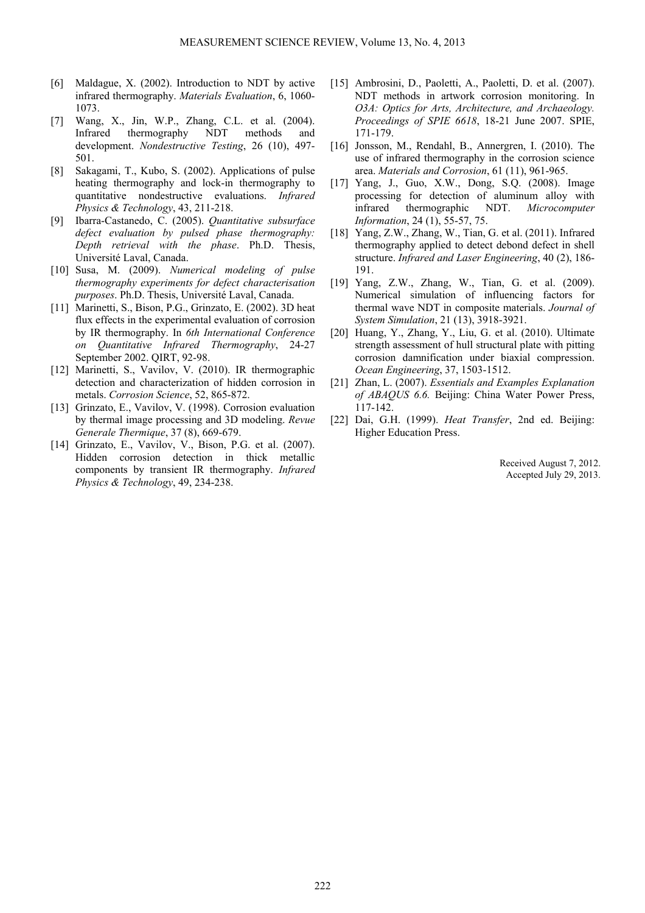[6] Maldague, X. (2002). Introduction to NDT by active infrared thermography. *Materials Evaluation*, 6, 1060-1073.

[7] Wang, X., Jin, W.P., Zhang, C.L. et al. (2004). Infrared thermography NDT methods and development. *Nondestructive Testing*, 26 (10), 497-501.

[8] Sakagami, T., Kubo, S. (2002). Applications of pulse heating thermography and lock-in thermography to quantitative nondestructive evaluations. *Infrared Physics & Technology*, 43, 211-218.

[9] Ibarra-Castanedo, C. (2005). *Quantitative subsurface defect evaluation by pulsed phase thermography: Depth retrieval with the phase*. Ph.D. Thesis, Université Laval, Canada.

[10] Susa, M. (2009). *Numerical modeling of pulse thermography experiments for defect characterisation purposes*. Ph.D. Thesis, Université Laval, Canada.

[11] Marinetti, S., Bison, P.G., Grinzato, E. (2002). 3D heat flux effects in the experimental evaluation of corrosion by IR thermography. In *6th International Conference on Quantitative Infrared Thermography*, 24-27 September 2002. QIRT, 92-98.

[12] Marinetti, S., Vavilov, V. (2010). IR thermographic detection and characterization of hidden corrosion in metals. *Corrosion Science*, 52, 865-872.

[13] Grinzato, E., Vavilov, V. (1998). Corrosion evaluation by thermal image processing and 3D modeling. *Revue Generale Thermique*, 37 (8), 669-679.

[14] Grinzato, E., Vavilov, V., Bison, P.G. et al. (2007). Hidden corrosion detection in thick metallic components by transient IR thermography. *Infrared Physics & Technology*, 49, 234-238.

[15] Ambrosini, D., Paoletti, A., Paoletti, D. et al. (2007). NDT methods in artwork corrosion monitoring. In *O3A: Optics for Arts, Architecture, and Archaeology. Proceedings of SPIE 6618*, 18-21 June 2007. SPIE, 171-179.

[16] Jonsson, M., Rendahl, B., Annergren, I. (2010). The use of infrared thermography in the corrosion science area. *Materials and Corrosion*, 61 (11), 961-965.

[17] Yang, J., Guo, X.W., Dong, S.Q. (2008). Image processing for detection of aluminum alloy with infrared thermographic NDT. *Microcomputer Information*, 24 (1), 55-57, 75.

[18] Yang, Z.W., Zhang, W., Tian, G. et al. (2011). Infrared thermography applied to detect debond defect in shell structure. *Infrared and Laser Engineering*, 40 (2), 186-191.

[19] Yang, Z.W., Zhang, W., Tian, G. et al. (2009). Numerical simulation of influencing factors for thermal wave NDT in composite materials. *Journal of System Simulation*, 21 (13), 3918-3921.

[20] Huang, Y., Zhang, Y., Liu, G. et al. (2010). Ultimate strength assessment of hull structural plate with pitting corrosion damnification under biaxial compression. *Ocean Engineering*, 37, 1503-1512.

[21] Zhan, L. (2007). *Essentials and Examples Explanation of ABAQUS 6.6.* Beijing: China Water Power Press, 117-142.

[22] Dai, G.H. (1999). *Heat Transfer*, 2nd ed. Beijing: Higher Education Press.

Received August 7, 2012.
Accepted July 29, 2013.